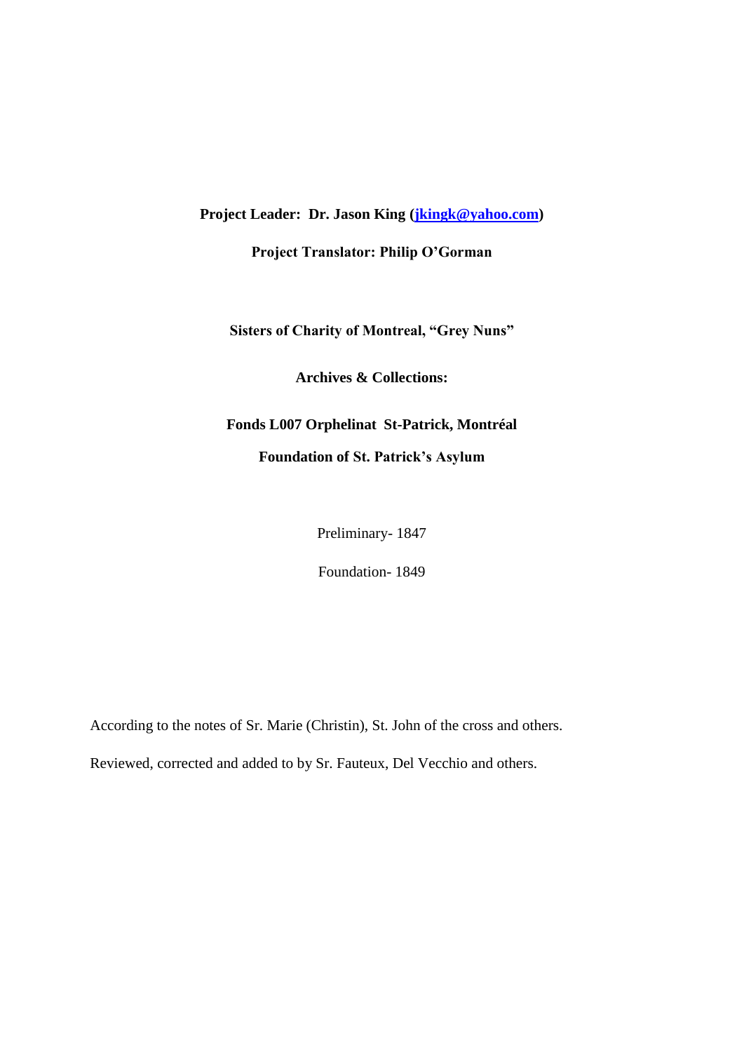**Project Leader: Dr. Jason King (jkingk@yahoo.com)**

**Project Translator: Philip O'Gorman**

**Sisters of Charity of Montreal, "Grey Nuns"**

**Archives & Collections:**

**Fonds L007 Orphelinat St-Patrick, Montréal**

**Foundation of St. Patrick's Asylum**

Preliminary- 1847

Foundation- 1849

According to the notes of Sr. Marie (Christin), St. John of the cross and others.

Reviewed, corrected and added to by Sr. Fauteux, Del Vecchio and others.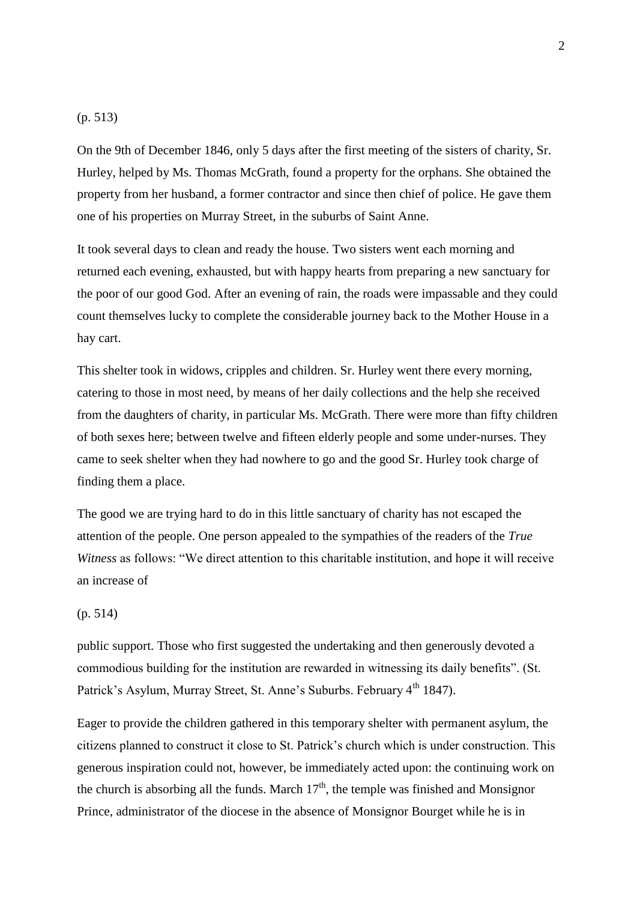(p. 513)

On the 9th of December 1846, only 5 days after the first meeting of the sisters of charity, Sr. Hurley, helped by Ms. Thomas McGrath, found a property for the orphans. She obtained the property from her husband, a former contractor and since then chief of police. He gave them one of his properties on Murray Street, in the suburbs of Saint Anne.

It took several days to clean and ready the house. Two sisters went each morning and returned each evening, exhausted, but with happy hearts from preparing a new sanctuary for the poor of our good God. After an evening of rain, the roads were impassable and they could count themselves lucky to complete the considerable journey back to the Mother House in a hay cart.

This shelter took in widows, cripples and children. Sr. Hurley went there every morning, catering to those in most need, by means of her daily collections and the help she received from the daughters of charity, in particular Ms. McGrath. There were more than fifty children of both sexes here; between twelve and fifteen elderly people and some under-nurses. They came to seek shelter when they had nowhere to go and the good Sr. Hurley took charge of finding them a place.

The good we are trying hard to do in this little sanctuary of charity has not escaped the attention of the people. One person appealed to the sympathies of the readers of the *True Witness* as follows: "We direct attention to this charitable institution, and hope it will receive an increase of

(p. 514)

public support. Those who first suggested the undertaking and then generously devoted a commodious building for the institution are rewarded in witnessing its daily benefits". (St. Patrick's Asylum, Murray Street, St. Anne's Suburbs. February 4th 1847).

Eager to provide the children gathered in this temporary shelter with permanent asylum, the citizens planned to construct it close to St. Patrick's church which is under construction. This generous inspiration could not, however, be immediately acted upon: the continuing work on the church is absorbing all the funds. March 17th, the temple was finished and Monsignor Prince, administrator of the diocese in the absence of Monsignor Bourget while he is in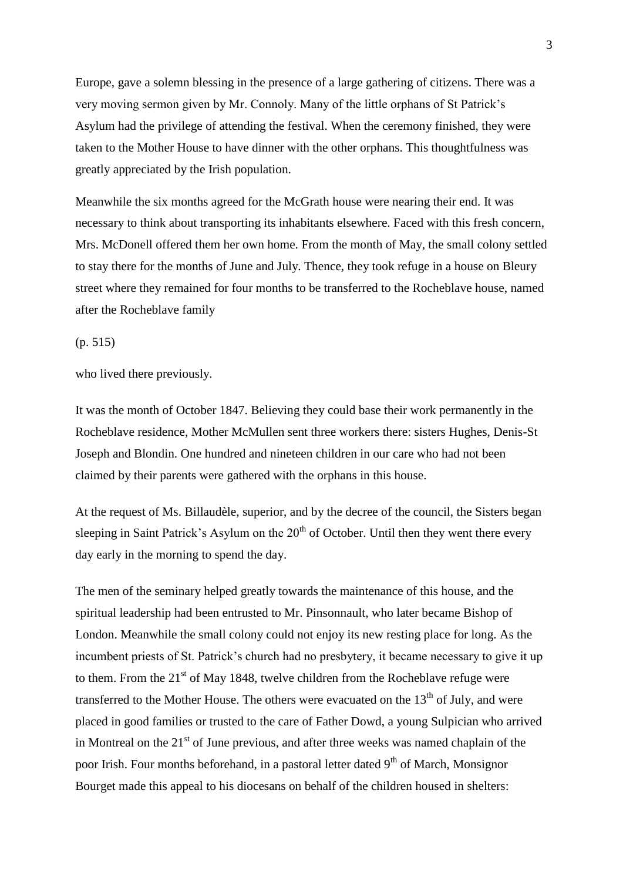Europe, gave a solemn blessing in the presence of a large gathering of citizens. There was a very moving sermon given by Mr. Connoly. Many of the little orphans of St Patrick's Asylum had the privilege of attending the festival. When the ceremony finished, they were taken to the Mother House to have dinner with the other orphans. This thoughtfulness was greatly appreciated by the Irish population.

Meanwhile the six months agreed for the McGrath house were nearing their end. It was necessary to think about transporting its inhabitants elsewhere. Faced with this fresh concern, Mrs. McDonell offered them her own home. From the month of May, the small colony settled to stay there for the months of June and July. Thence, they took refuge in a house on Bleury street where they remained for four months to be transferred to the Rocheblave house, named after the Rocheblave family

(p. 515)

who lived there previously.

It was the month of October 1847. Believing they could base their work permanently in the Rocheblave residence, Mother McMullen sent three workers there: sisters Hughes, Denis-St Joseph and Blondin. One hundred and nineteen children in our care who had not been claimed by their parents were gathered with the orphans in this house.

At the request of Ms. Billaudèle, superior, and by the decree of the council, the Sisters began sleeping in Saint Patrick's Asylum on the 20th of October. Until then they went there every day early in the morning to spend the day.

The men of the seminary helped greatly towards the maintenance of this house, and the spiritual leadership had been entrusted to Mr. Pinsonnault, who later became Bishop of London. Meanwhile the small colony could not enjoy its new resting place for long. As the incumbent priests of St. Patrick's church had no presbytery, it became necessary to give it up to them. From the 21st of May 1848, twelve children from the Rocheblave refuge were transferred to the Mother House. The others were evacuated on the 13th of July, and were placed in good families or trusted to the care of Father Dowd, a young Sulpician who arrived in Montreal on the 21st of June previous, and after three weeks was named chaplain of the poor Irish. Four months beforehand, in a pastoral letter dated 9th of March, Monsignor Bourget made this appeal to his diocesans on behalf of the children housed in shelters: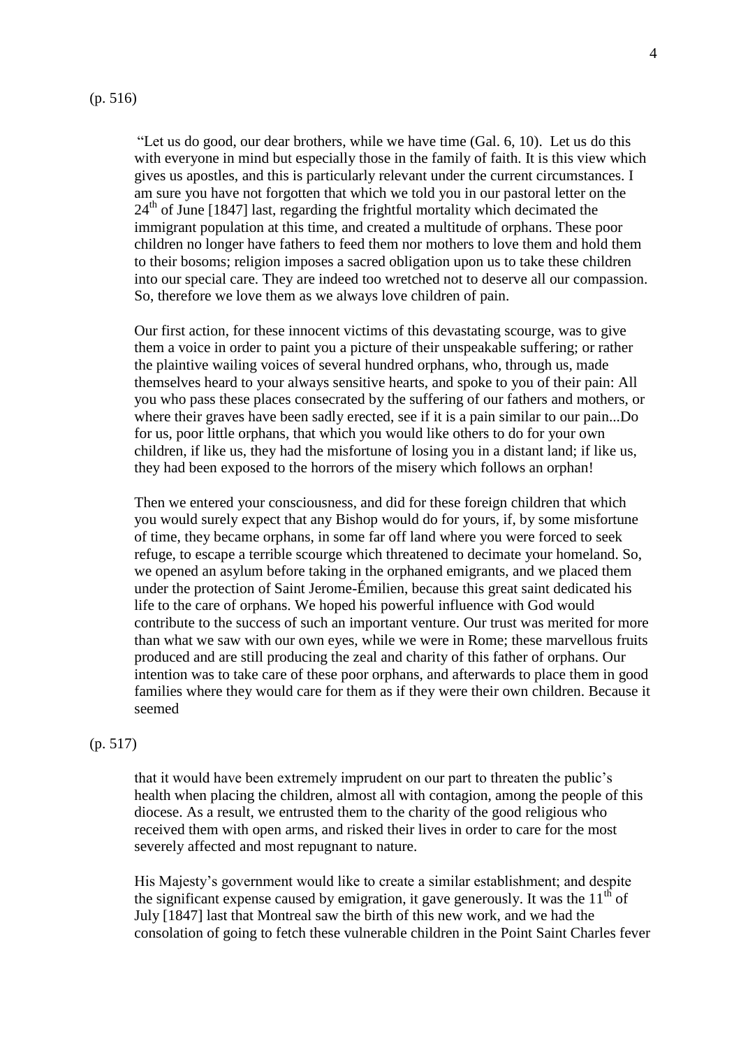(p. 516)

"Let us do good, our dear brothers, while we have time (Gal. 6, 10). Let us do this with everyone in mind but especially those in the family of faith. It is this view which gives us apostles, and this is particularly relevant under the current circumstances. I am sure you have not forgotten that which we told you in our pastoral letter on the 24th of June [1847] last, regarding the frightful mortality which decimated the immigrant population at this time, and created a multitude of orphans. These poor children no longer have fathers to feed them nor mothers to love them and hold them to their bosoms; religion imposes a sacred obligation upon us to take these children into our special care. They are indeed too wretched not to deserve all our compassion. So, therefore we love them as we always love children of pain.

Our first action, for these innocent victims of this devastating scourge, was to give them a voice in order to paint you a picture of their unspeakable suffering; or rather the plaintive wailing voices of several hundred orphans, who, through us, made themselves heard to your always sensitive hearts, and spoke to you of their pain: All you who pass these places consecrated by the suffering of our fathers and mothers, or where their graves have been sadly erected, see if it is a pain similar to our pain...Do for us, poor little orphans, that which you would like others to do for your own children, if like us, they had the misfortune of losing you in a distant land; if like us, they had been exposed to the horrors of the misery which follows an orphan!

Then we entered your consciousness, and did for these foreign children that which you would surely expect that any Bishop would do for yours, if, by some misfortune of time, they became orphans, in some far off land where you were forced to seek refuge, to escape a terrible scourge which threatened to decimate your homeland. So, we opened an asylum before taking in the orphaned emigrants, and we placed them under the protection of Saint Jerome-Émilien, because this great saint dedicated his life to the care of orphans. We hoped his powerful influence with God would contribute to the success of such an important venture. Our trust was merited for more than what we saw with our own eyes, while we were in Rome; these marvellous fruits produced and are still producing the zeal and charity of this father of orphans. Our intention was to take care of these poor orphans, and afterwards to place them in good families where they would care for them as if they were their own children. Because it seemed

(p. 517)

that it would have been extremely imprudent on our part to threaten the public's health when placing the children, almost all with contagion, among the people of this diocese. As a result, we entrusted them to the charity of the good religious who received them with open arms, and risked their lives in order to care for the most severely affected and most repugnant to nature.

His Majesty's government would like to create a similar establishment; and despite the significant expense caused by emigration, it gave generously. It was the 11th of July [1847] last that Montreal saw the birth of this new work, and we had the consolation of going to fetch these vulnerable children in the Point Saint Charles fever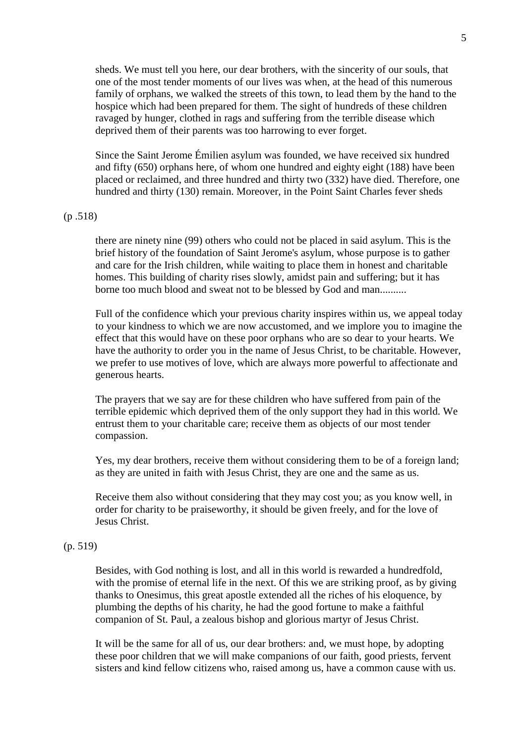sheds. We must tell you here, our dear brothers, with the sincerity of our souls, that one of the most tender moments of our lives was when, at the head of this numerous family of orphans, we walked the streets of this town, to lead them by the hand to the hospice which had been prepared for them. The sight of hundreds of these children ravaged by hunger, clothed in rags and suffering from the terrible disease which deprived them of their parents was too harrowing to ever forget.

Since the Saint Jerome Émilien asylum was founded, we have received six hundred and fifty (650) orphans here, of whom one hundred and eighty eight (188) have been placed or reclaimed, and three hundred and thirty two (332) have died. Therefore, one hundred and thirty (130) remain. Moreover, in the Point Saint Charles fever sheds

(p .518)

there are ninety nine (99) others who could not be placed in said asylum. This is the brief history of the foundation of Saint Jerome's asylum, whose purpose is to gather and care for the Irish children, while waiting to place them in honest and charitable homes. This building of charity rises slowly, amidst pain and suffering; but it has borne too much blood and sweat not to be blessed by God and man..........

Full of the confidence which your previous charity inspires within us, we appeal today to your kindness to which we are now accustomed, and we implore you to imagine the effect that this would have on these poor orphans who are so dear to your hearts. We have the authority to order you in the name of Jesus Christ, to be charitable. However, we prefer to use motives of love, which are always more powerful to affectionate and generous hearts.

The prayers that we say are for these children who have suffered from pain of the terrible epidemic which deprived them of the only support they had in this world. We entrust them to your charitable care; receive them as objects of our most tender compassion.

Yes, my dear brothers, receive them without considering them to be of a foreign land; as they are united in faith with Jesus Christ, they are one and the same as us.

Receive them also without considering that they may cost you; as you know well, in order for charity to be praiseworthy, it should be given freely, and for the love of Jesus Christ.

(p. 519)

Besides, with God nothing is lost, and all in this world is rewarded a hundredfold, with the promise of eternal life in the next. Of this we are striking proof, as by giving thanks to Onesimus, this great apostle extended all the riches of his eloquence, by plumbing the depths of his charity, he had the good fortune to make a faithful companion of St. Paul, a zealous bishop and glorious martyr of Jesus Christ.

It will be the same for all of us, our dear brothers: and, we must hope, by adopting these poor children that we will make companions of our faith, good priests, fervent sisters and kind fellow citizens who, raised among us, have a common cause with us.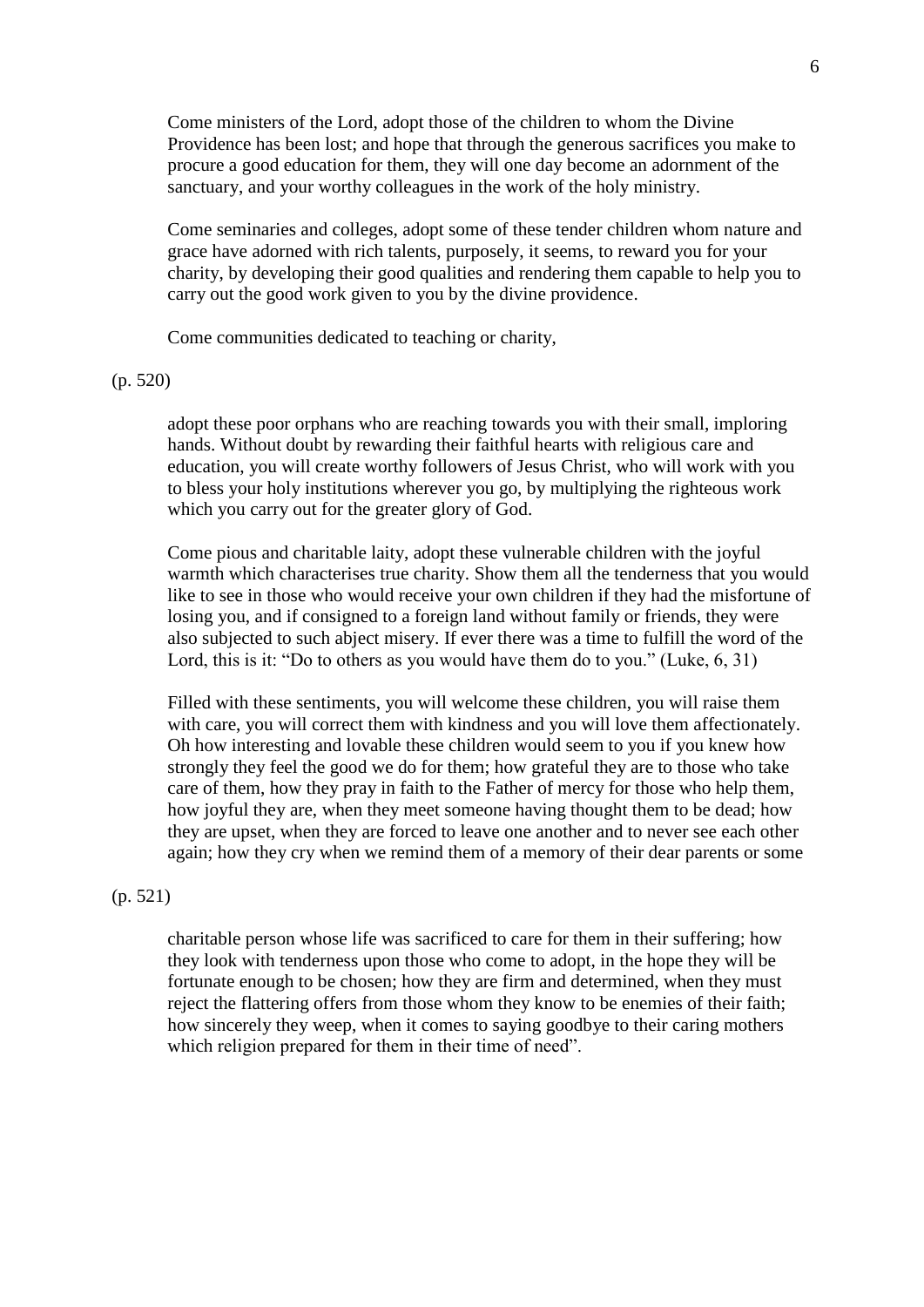Come ministers of the Lord, adopt those of the children to whom the Divine Providence has been lost; and hope that through the generous sacrifices you make to procure a good education for them, they will one day become an adornment of the sanctuary, and your worthy colleagues in the work of the holy ministry.

Come seminaries and colleges, adopt some of these tender children whom nature and grace have adorned with rich talents, purposely, it seems, to reward you for your charity, by developing their good qualities and rendering them capable to help you to carry out the good work given to you by the divine providence.

Come communities dedicated to teaching or charity,

(p. 520)

adopt these poor orphans who are reaching towards you with their small, imploring hands. Without doubt by rewarding their faithful hearts with religious care and education, you will create worthy followers of Jesus Christ, who will work with you to bless your holy institutions wherever you go, by multiplying the righteous work which you carry out for the greater glory of God.

Come pious and charitable laity, adopt these vulnerable children with the joyful warmth which characterises true charity. Show them all the tenderness that you would like to see in those who would receive your own children if they had the misfortune of losing you, and if consigned to a foreign land without family or friends, they were also subjected to such abject misery. If ever there was a time to fulfill the word of the Lord, this is it: "Do to others as you would have them do to you." (Luke, 6, 31)

Filled with these sentiments, you will welcome these children, you will raise them with care, you will correct them with kindness and you will love them affectionately. Oh how interesting and lovable these children would seem to you if you knew how strongly they feel the good we do for them; how grateful they are to those who take care of them, how they pray in faith to the Father of mercy for those who help them, how joyful they are, when they meet someone having thought them to be dead; how they are upset, when they are forced to leave one another and to never see each other again; how they cry when we remind them of a memory of their dear parents or some

(p. 521)

charitable person whose life was sacrificed to care for them in their suffering; how they look with tenderness upon those who come to adopt, in the hope they will be fortunate enough to be chosen; how they are firm and determined, when they must reject the flattering offers from those whom they know to be enemies of their faith; how sincerely they weep, when it comes to saying goodbye to their caring mothers which religion prepared for them in their time of need".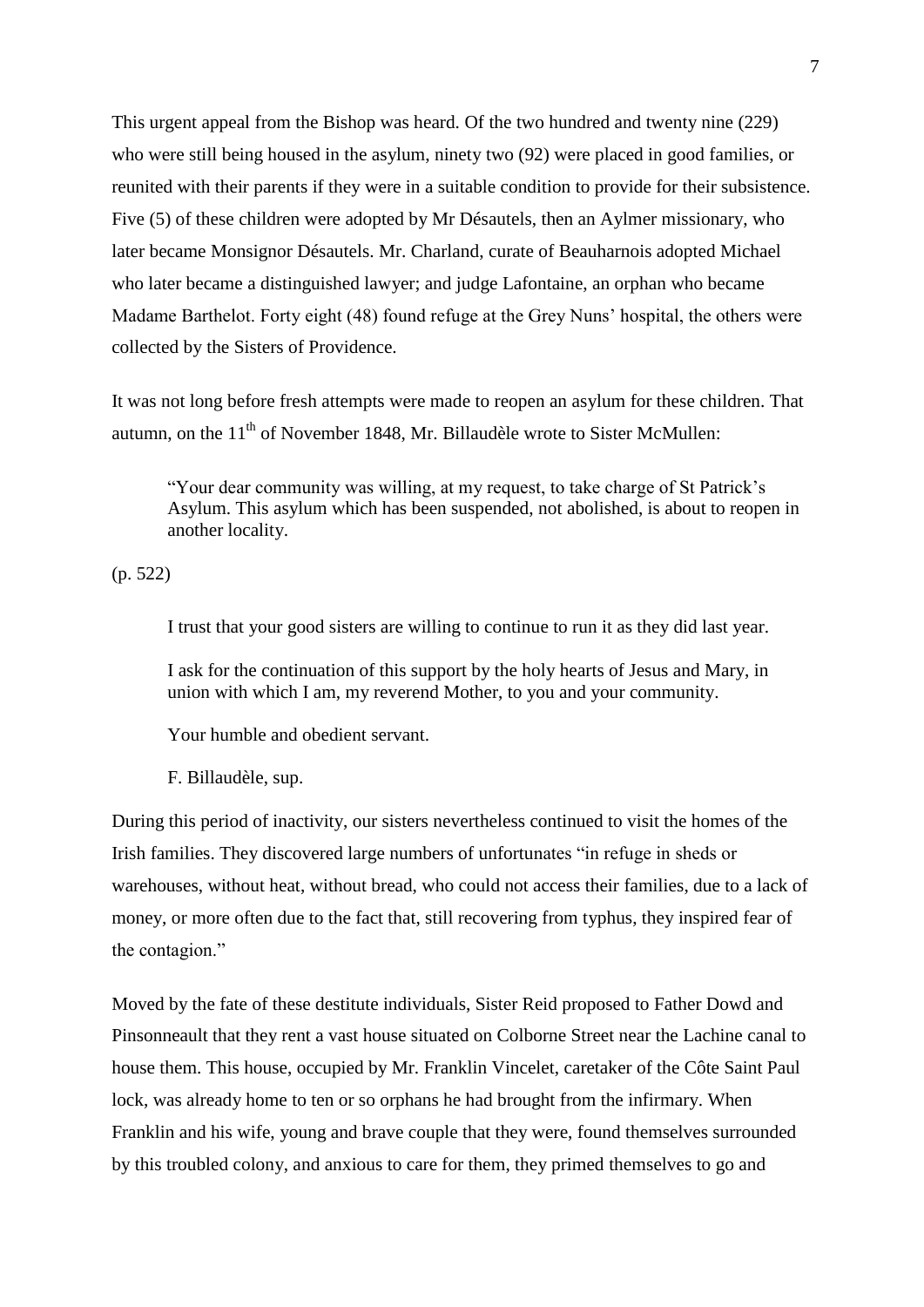This urgent appeal from the Bishop was heard. Of the two hundred and twenty nine (229) who were still being housed in the asylum, ninety two (92) were placed in good families, or reunited with their parents if they were in a suitable condition to provide for their subsistence. Five (5) of these children were adopted by Mr Désautels, then an Aylmer missionary, who later became Monsignor Désautels. Mr. Charland, curate of Beauharnois adopted Michael who later became a distinguished lawyer; and judge Lafontaine, an orphan who became Madame Barthelot. Forty eight (48) found refuge at the Grey Nuns' hospital, the others were collected by the Sisters of Providence.

It was not long before fresh attempts were made to reopen an asylum for these children. That autumn, on the 11th of November 1848, Mr. Billaudèle wrote to Sister McMullen:

> "Your dear community was willing, at my request, to take charge of St Patrick's Asylum. This asylum which has been suspended, not abolished, is about to reopen in another locality.

(p. 522)

> I trust that your good sisters are willing to continue to run it as they did last year.
>
> I ask for the continuation of this support by the holy hearts of Jesus and Mary, in union with which I am, my reverend Mother, to you and your community.
>
> Your humble and obedient servant.
>
> F. Billaudèle, sup.

During this period of inactivity, our sisters nevertheless continued to visit the homes of the Irish families. They discovered large numbers of unfortunates "in refuge in sheds or warehouses, without heat, without bread, who could not access their families, due to a lack of money, or more often due to the fact that, still recovering from typhus, they inspired fear of the contagion."

Moved by the fate of these destitute individuals, Sister Reid proposed to Father Dowd and Pinsonneault that they rent a vast house situated on Colborne Street near the Lachine canal to house them. This house, occupied by Mr. Franklin Vincelet, caretaker of the Côte Saint Paul lock, was already home to ten or so orphans he had brought from the infirmary. When Franklin and his wife, young and brave couple that they were, found themselves surrounded by this troubled colony, and anxious to care for them, they primed themselves to go and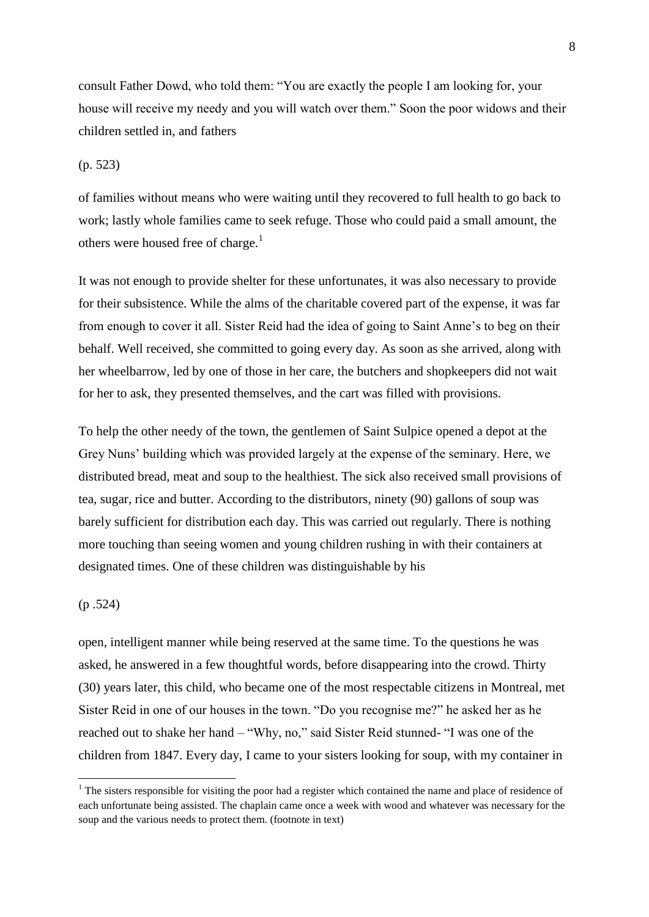consult Father Dowd, who told them: "You are exactly the people I am looking for, your house will receive my needy and you will watch over them." Soon the poor widows and their children settled in, and fathers

(p. 523)

of families without means who were waiting until they recovered to full health to go back to work; lastly whole families came to seek refuge. Those who could paid a small amount, the others were housed free of charge.[1]

It was not enough to provide shelter for these unfortunates, it was also necessary to provide for their subsistence. While the alms of the charitable covered part of the expense, it was far from enough to cover it all. Sister Reid had the idea of going to Saint Anne's to beg on their behalf. Well received, she committed to going every day. As soon as she arrived, along with her wheelbarrow, led by one of those in her care, the butchers and shopkeepers did not wait for her to ask, they presented themselves, and the cart was filled with provisions.

To help the other needy of the town, the gentlemen of Saint Sulpice opened a depot at the Grey Nuns' building which was provided largely at the expense of the seminary. Here, we distributed bread, meat and soup to the healthiest. The sick also received small provisions of tea, sugar, rice and butter. According to the distributors, ninety (90) gallons of soup was barely sufficient for distribution each day. This was carried out regularly. There is nothing more touching than seeing women and young children rushing in with their containers at designated times. One of these children was distinguishable by his

(p .524)

open, intelligent manner while being reserved at the same time. To the questions he was asked, he answered in a few thoughtful words, before disappearing into the crowd. Thirty (30) years later, this child, who became one of the most respectable citizens in Montreal, met Sister Reid in one of our houses in the town. "Do you recognise me?" he asked her as he reached out to shake her hand – "Why, no," said Sister Reid stunned- "I was one of the children from 1847. Every day, I came to your sisters looking for soup, with my container in

[1] The sisters responsible for visiting the poor had a register which contained the name and place of residence of each unfortunate being assisted. The chaplain came once a week with wood and whatever was necessary for the soup and the various needs to protect them. (footnote in text)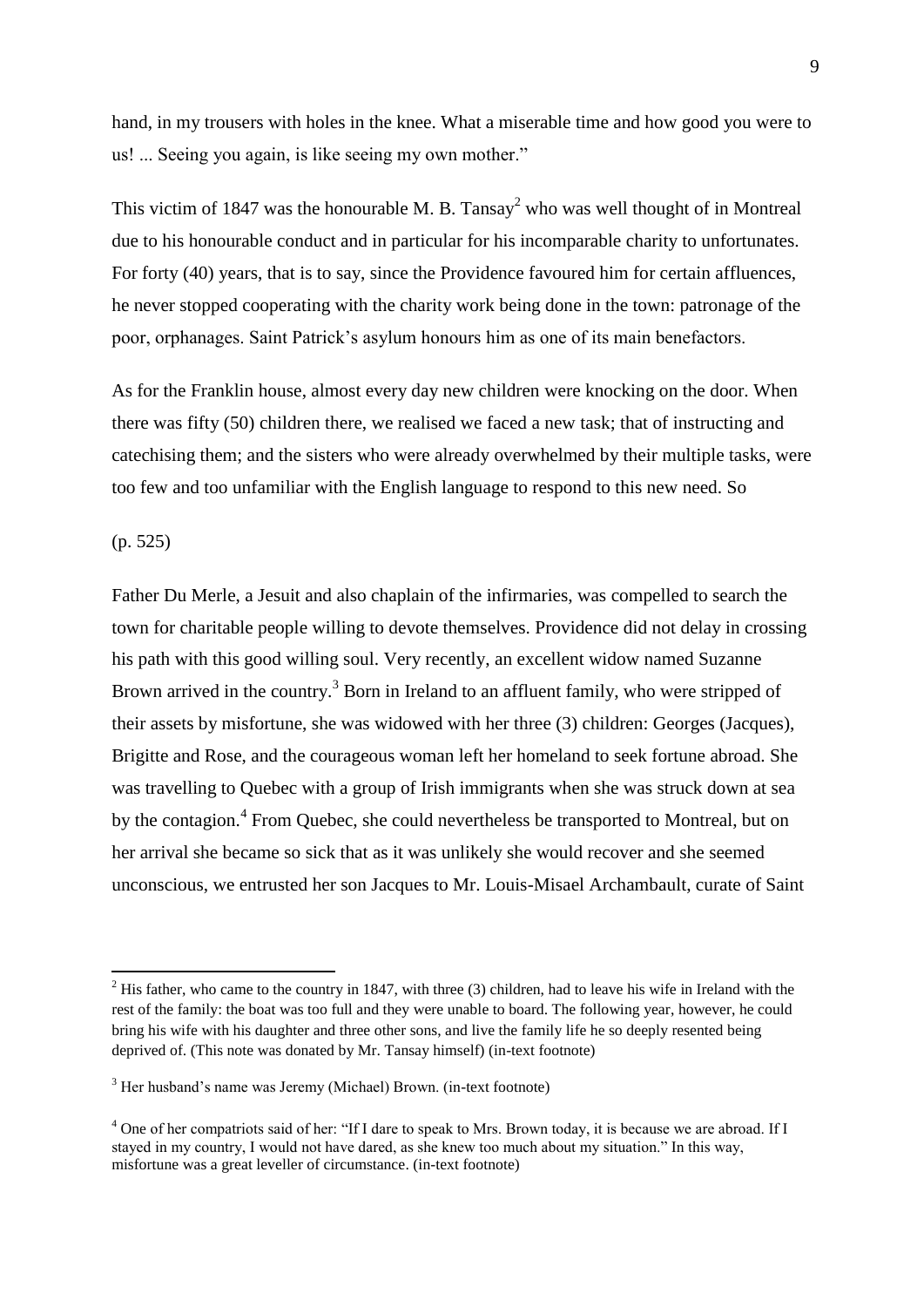hand, in my trousers with holes in the knee. What a miserable time and how good you were to us! ... Seeing you again, is like seeing my own mother."

This victim of 1847 was the honourable M. B. Tansay[2] who was well thought of in Montreal due to his honourable conduct and in particular for his incomparable charity to unfortunates. For forty (40) years, that is to say, since the Providence favoured him for certain affluences, he never stopped cooperating with the charity work being done in the town: patronage of the poor, orphanages. Saint Patrick's asylum honours him as one of its main benefactors.

As for the Franklin house, almost every day new children were knocking on the door. When there was fifty (50) children there, we realised we faced a new task; that of instructing and catechising them; and the sisters who were already overwhelmed by their multiple tasks, were too few and too unfamiliar with the English language to respond to this new need. So

(p. 525)

Father Du Merle, a Jesuit and also chaplain of the infirmaries, was compelled to search the town for charitable people willing to devote themselves. Providence did not delay in crossing his path with this good willing soul. Very recently, an excellent widow named Suzanne Brown arrived in the country.[3] Born in Ireland to an affluent family, who were stripped of their assets by misfortune, she was widowed with her three (3) children: Georges (Jacques), Brigitte and Rose, and the courageous woman left her homeland to seek fortune abroad. She was travelling to Quebec with a group of Irish immigrants when she was struck down at sea by the contagion.[4] From Quebec, she could nevertheless be transported to Montreal, but on her arrival she became so sick that as it was unlikely she would recover and she seemed unconscious, we entrusted her son Jacques to Mr. Louis-Misael Archambault, curate of Saint

---

[2] His father, who came to the country in 1847, with three (3) children, had to leave his wife in Ireland with the rest of the family: the boat was too full and they were unable to board. The following year, however, he could bring his wife with his daughter and three other sons, and live the family life he so deeply resented being deprived of. (This note was donated by Mr. Tansay himself) (in-text footnote)

[3] Her husband's name was Jeremy (Michael) Brown. (in-text footnote)

[4] One of her compatriots said of her: "If I dare to speak to Mrs. Brown today, it is because we are abroad. If I stayed in my country, I would not have dared, as she knew too much about my situation." In this way, misfortune was a great leveller of circumstance. (in-text footnote)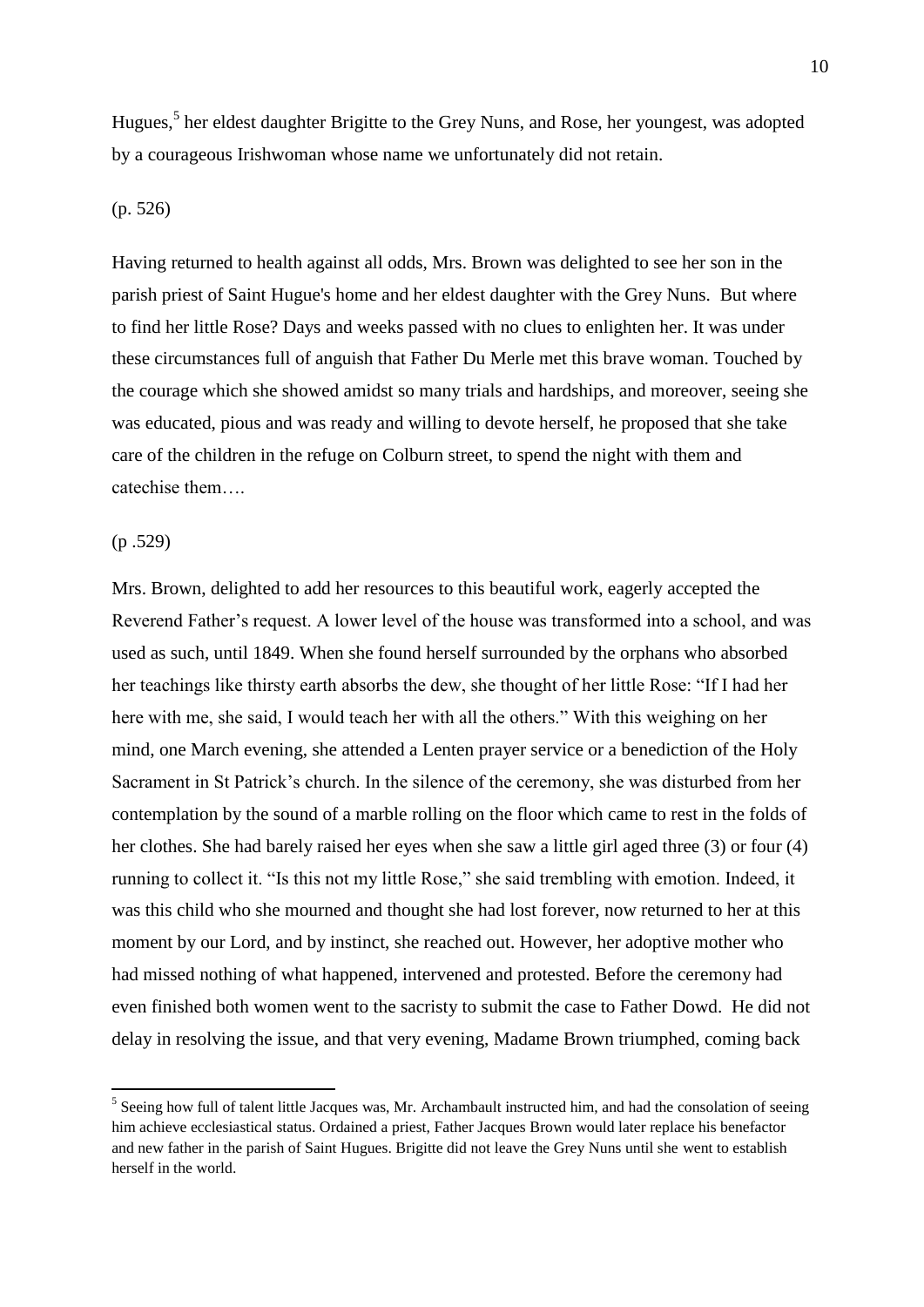Hugues,[5] her eldest daughter Brigitte to the Grey Nuns, and Rose, her youngest, was adopted by a courageous Irishwoman whose name we unfortunately did not retain.

(p. 526)

Having returned to health against all odds, Mrs. Brown was delighted to see her son in the parish priest of Saint Hugue's home and her eldest daughter with the Grey Nuns. But where to find her little Rose? Days and weeks passed with no clues to enlighten her. It was under these circumstances full of anguish that Father Du Merle met this brave woman. Touched by the courage which she showed amidst so many trials and hardships, and moreover, seeing she was educated, pious and was ready and willing to devote herself, he proposed that she take care of the children in the refuge on Colburn street, to spend the night with them and catechise them….

(p .529)

Mrs. Brown, delighted to add her resources to this beautiful work, eagerly accepted the Reverend Father's request. A lower level of the house was transformed into a school, and was used as such, until 1849. When she found herself surrounded by the orphans who absorbed her teachings like thirsty earth absorbs the dew, she thought of her little Rose: "If I had her here with me, she said, I would teach her with all the others." With this weighing on her mind, one March evening, she attended a Lenten prayer service or a benediction of the Holy Sacrament in St Patrick's church. In the silence of the ceremony, she was disturbed from her contemplation by the sound of a marble rolling on the floor which came to rest in the folds of her clothes. She had barely raised her eyes when she saw a little girl aged three (3) or four (4) running to collect it. "Is this not my little Rose," she said trembling with emotion. Indeed, it was this child who she mourned and thought she had lost forever, now returned to her at this moment by our Lord, and by instinct, she reached out. However, her adoptive mother who had missed nothing of what happened, intervened and protested. Before the ceremony had even finished both women went to the sacristy to submit the case to Father Dowd. He did not delay in resolving the issue, and that very evening, Madame Brown triumphed, coming back

[5] Seeing how full of talent little Jacques was, Mr. Archambault instructed him, and had the consolation of seeing him achieve ecclesiastical status. Ordained a priest, Father Jacques Brown would later replace his benefactor and new father in the parish of Saint Hugues. Brigitte did not leave the Grey Nuns until she went to establish herself in the world.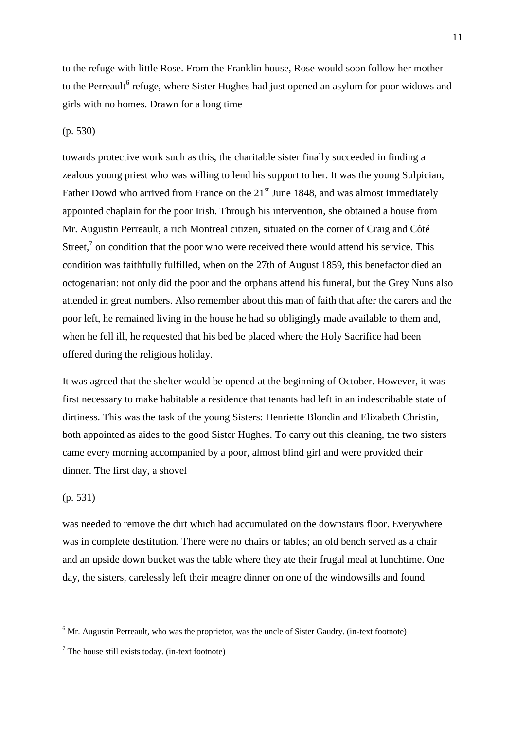to the refuge with little Rose. From the Franklin house, Rose would soon follow her mother to the Perreault[6] refuge, where Sister Hughes had just opened an asylum for poor widows and girls with no homes. Drawn for a long time

(p. 530)

towards protective work such as this, the charitable sister finally succeeded in finding a zealous young priest who was willing to lend his support to her. It was the young Sulpician, Father Dowd who arrived from France on the 21st June 1848, and was almost immediately appointed chaplain for the poor Irish. Through his intervention, she obtained a house from Mr. Augustin Perreault, a rich Montreal citizen, situated on the corner of Craig and Côté Street,[7] on condition that the poor who were received there would attend his service. This condition was faithfully fulfilled, when on the 27th of August 1859, this benefactor died an octogenarian: not only did the poor and the orphans attend his funeral, but the Grey Nuns also attended in great numbers. Also remember about this man of faith that after the carers and the poor left, he remained living in the house he had so obligingly made available to them and, when he fell ill, he requested that his bed be placed where the Holy Sacrifice had been offered during the religious holiday.

It was agreed that the shelter would be opened at the beginning of October. However, it was first necessary to make habitable a residence that tenants had left in an indescribable state of dirtiness. This was the task of the young Sisters: Henriette Blondin and Elizabeth Christin, both appointed as aides to the good Sister Hughes. To carry out this cleaning, the two sisters came every morning accompanied by a poor, almost blind girl and were provided their dinner. The first day, a shovel

(p. 531)

was needed to remove the dirt which had accumulated on the downstairs floor. Everywhere was in complete destitution. There were no chairs or tables; an old bench served as a chair and an upside down bucket was the table where they ate their frugal meal at lunchtime. One day, the sisters, carelessly left their meagre dinner on one of the windowsills and found

---

[6] Mr. Augustin Perreault, who was the proprietor, was the uncle of Sister Gaudry. (in-text footnote)

[7] The house still exists today. (in-text footnote)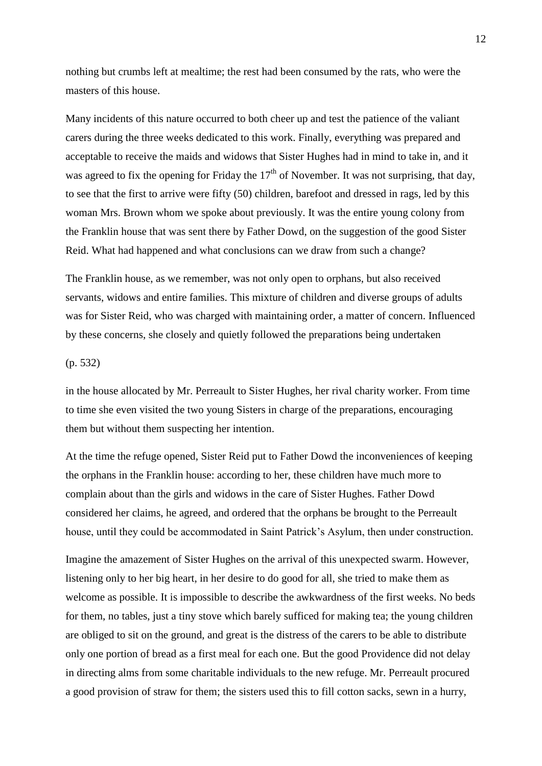nothing but crumbs left at mealtime; the rest had been consumed by the rats, who were the masters of this house.

Many incidents of this nature occurred to both cheer up and test the patience of the valiant carers during the three weeks dedicated to this work. Finally, everything was prepared and acceptable to receive the maids and widows that Sister Hughes had in mind to take in, and it was agreed to fix the opening for Friday the 17th of November. It was not surprising, that day, to see that the first to arrive were fifty (50) children, barefoot and dressed in rags, led by this woman Mrs. Brown whom we spoke about previously. It was the entire young colony from the Franklin house that was sent there by Father Dowd, on the suggestion of the good Sister Reid. What had happened and what conclusions can we draw from such a change?

The Franklin house, as we remember, was not only open to orphans, but also received servants, widows and entire families. This mixture of children and diverse groups of adults was for Sister Reid, who was charged with maintaining order, a matter of concern. Influenced by these concerns, she closely and quietly followed the preparations being undertaken

(p. 532)

in the house allocated by Mr. Perreault to Sister Hughes, her rival charity worker. From time to time she even visited the two young Sisters in charge of the preparations, encouraging them but without them suspecting her intention.

At the time the refuge opened, Sister Reid put to Father Dowd the inconveniences of keeping the orphans in the Franklin house: according to her, these children have much more to complain about than the girls and widows in the care of Sister Hughes. Father Dowd considered her claims, he agreed, and ordered that the orphans be brought to the Perreault house, until they could be accommodated in Saint Patrick's Asylum, then under construction.

Imagine the amazement of Sister Hughes on the arrival of this unexpected swarm. However, listening only to her big heart, in her desire to do good for all, she tried to make them as welcome as possible. It is impossible to describe the awkwardness of the first weeks. No beds for them, no tables, just a tiny stove which barely sufficed for making tea; the young children are obliged to sit on the ground, and great is the distress of the carers to be able to distribute only one portion of bread as a first meal for each one. But the good Providence did not delay in directing alms from some charitable individuals to the new refuge. Mr. Perreault procured a good provision of straw for them; the sisters used this to fill cotton sacks, sewn in a hurry,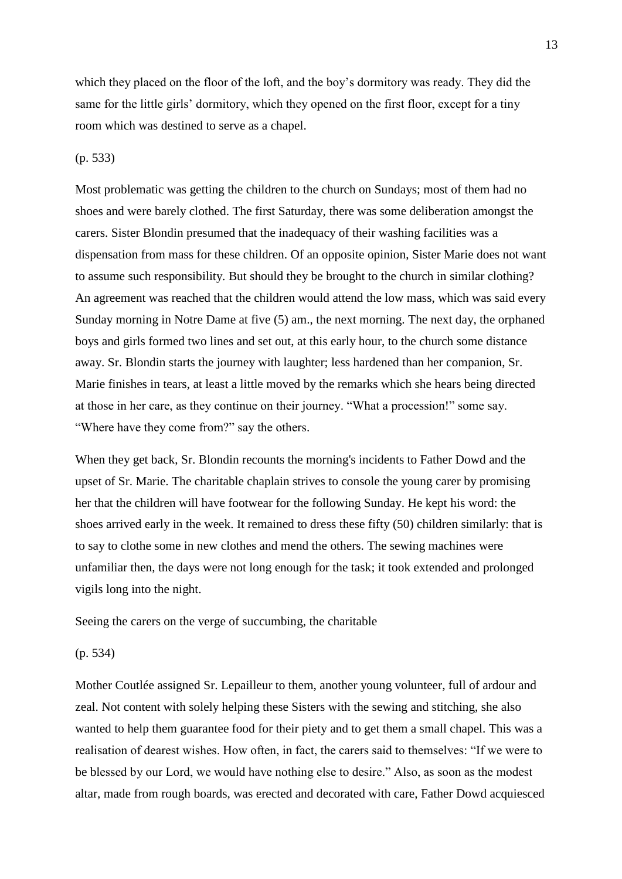which they placed on the floor of the loft, and the boy's dormitory was ready. They did the same for the little girls' dormitory, which they opened on the first floor, except for a tiny room which was destined to serve as a chapel.

(p. 533)

Most problematic was getting the children to the church on Sundays; most of them had no shoes and were barely clothed. The first Saturday, there was some deliberation amongst the carers. Sister Blondin presumed that the inadequacy of their washing facilities was a dispensation from mass for these children. Of an opposite opinion, Sister Marie does not want to assume such responsibility. But should they be brought to the church in similar clothing? An agreement was reached that the children would attend the low mass, which was said every Sunday morning in Notre Dame at five (5) am., the next morning. The next day, the orphaned boys and girls formed two lines and set out, at this early hour, to the church some distance away. Sr. Blondin starts the journey with laughter; less hardened than her companion, Sr. Marie finishes in tears, at least a little moved by the remarks which she hears being directed at those in her care, as they continue on their journey. "What a procession!" some say. "Where have they come from?" say the others.

When they get back, Sr. Blondin recounts the morning's incidents to Father Dowd and the upset of Sr. Marie. The charitable chaplain strives to console the young carer by promising her that the children will have footwear for the following Sunday. He kept his word: the shoes arrived early in the week. It remained to dress these fifty (50) children similarly: that is to say to clothe some in new clothes and mend the others. The sewing machines were unfamiliar then, the days were not long enough for the task; it took extended and prolonged vigils long into the night.

Seeing the carers on the verge of succumbing, the charitable

(p. 534)

Mother Coutlée assigned Sr. Lepailleur to them, another young volunteer, full of ardour and zeal. Not content with solely helping these Sisters with the sewing and stitching, she also wanted to help them guarantee food for their piety and to get them a small chapel. This was a realisation of dearest wishes. How often, in fact, the carers said to themselves: "If we were to be blessed by our Lord, we would have nothing else to desire." Also, as soon as the modest altar, made from rough boards, was erected and decorated with care, Father Dowd acquiesced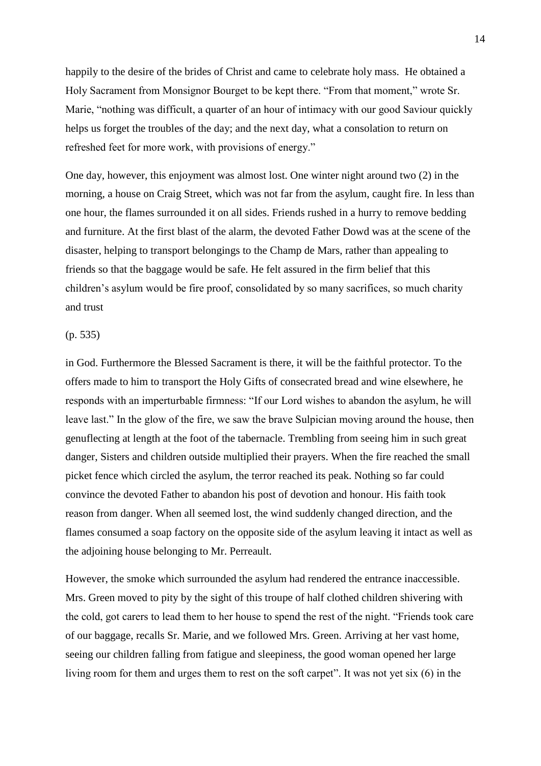happily to the desire of the brides of Christ and came to celebrate holy mass. He obtained a Holy Sacrament from Monsignor Bourget to be kept there. "From that moment," wrote Sr. Marie, "nothing was difficult, a quarter of an hour of intimacy with our good Saviour quickly helps us forget the troubles of the day; and the next day, what a consolation to return on refreshed feet for more work, with provisions of energy."

One day, however, this enjoyment was almost lost. One winter night around two (2) in the morning, a house on Craig Street, which was not far from the asylum, caught fire. In less than one hour, the flames surrounded it on all sides. Friends rushed in a hurry to remove bedding and furniture. At the first blast of the alarm, the devoted Father Dowd was at the scene of the disaster, helping to transport belongings to the Champ de Mars, rather than appealing to friends so that the baggage would be safe. He felt assured in the firm belief that this children's asylum would be fire proof, consolidated by so many sacrifices, so much charity and trust

(p. 535)

in God. Furthermore the Blessed Sacrament is there, it will be the faithful protector. To the offers made to him to transport the Holy Gifts of consecrated bread and wine elsewhere, he responds with an imperturbable firmness: "If our Lord wishes to abandon the asylum, he will leave last." In the glow of the fire, we saw the brave Sulpician moving around the house, then genuflecting at length at the foot of the tabernacle. Trembling from seeing him in such great danger, Sisters and children outside multiplied their prayers. When the fire reached the small picket fence which circled the asylum, the terror reached its peak. Nothing so far could convince the devoted Father to abandon his post of devotion and honour. His faith took reason from danger. When all seemed lost, the wind suddenly changed direction, and the flames consumed a soap factory on the opposite side of the asylum leaving it intact as well as the adjoining house belonging to Mr. Perreault.

However, the smoke which surrounded the asylum had rendered the entrance inaccessible. Mrs. Green moved to pity by the sight of this troupe of half clothed children shivering with the cold, got carers to lead them to her house to spend the rest of the night. "Friends took care of our baggage, recalls Sr. Marie, and we followed Mrs. Green. Arriving at her vast home, seeing our children falling from fatigue and sleepiness, the good woman opened her large living room for them and urges them to rest on the soft carpet". It was not yet six (6) in the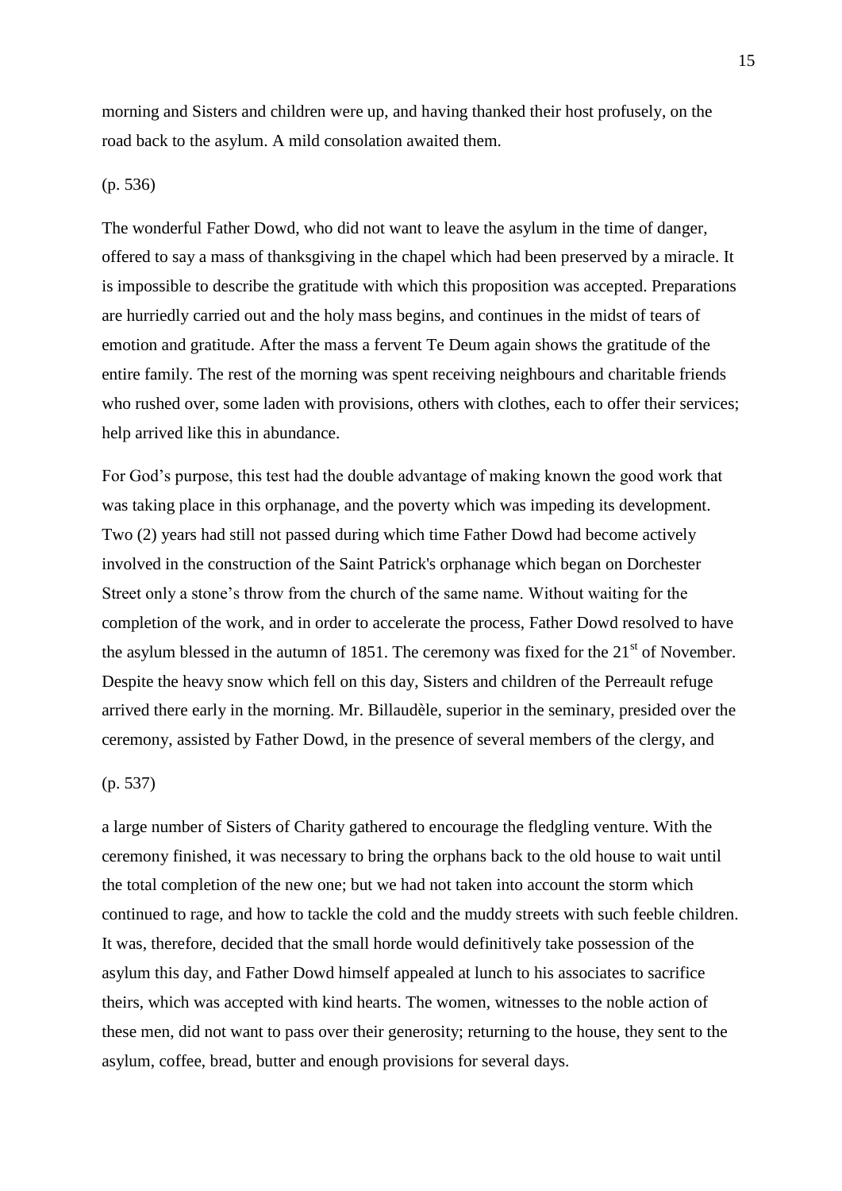morning and Sisters and children were up, and having thanked their host profusely, on the road back to the asylum. A mild consolation awaited them.

(p. 536)

The wonderful Father Dowd, who did not want to leave the asylum in the time of danger, offered to say a mass of thanksgiving in the chapel which had been preserved by a miracle. It is impossible to describe the gratitude with which this proposition was accepted. Preparations are hurriedly carried out and the holy mass begins, and continues in the midst of tears of emotion and gratitude. After the mass a fervent Te Deum again shows the gratitude of the entire family. The rest of the morning was spent receiving neighbours and charitable friends who rushed over, some laden with provisions, others with clothes, each to offer their services; help arrived like this in abundance.

For God's purpose, this test had the double advantage of making known the good work that was taking place in this orphanage, and the poverty which was impeding its development. Two (2) years had still not passed during which time Father Dowd had become actively involved in the construction of the Saint Patrick's orphanage which began on Dorchester Street only a stone's throw from the church of the same name. Without waiting for the completion of the work, and in order to accelerate the process, Father Dowd resolved to have the asylum blessed in the autumn of 1851. The ceremony was fixed for the 21st of November. Despite the heavy snow which fell on this day, Sisters and children of the Perreault refuge arrived there early in the morning. Mr. Billaudèle, superior in the seminary, presided over the ceremony, assisted by Father Dowd, in the presence of several members of the clergy, and

(p. 537)

a large number of Sisters of Charity gathered to encourage the fledgling venture. With the ceremony finished, it was necessary to bring the orphans back to the old house to wait until the total completion of the new one; but we had not taken into account the storm which continued to rage, and how to tackle the cold and the muddy streets with such feeble children. It was, therefore, decided that the small horde would definitively take possession of the asylum this day, and Father Dowd himself appealed at lunch to his associates to sacrifice theirs, which was accepted with kind hearts. The women, witnesses to the noble action of these men, did not want to pass over their generosity; returning to the house, they sent to the asylum, coffee, bread, butter and enough provisions for several days.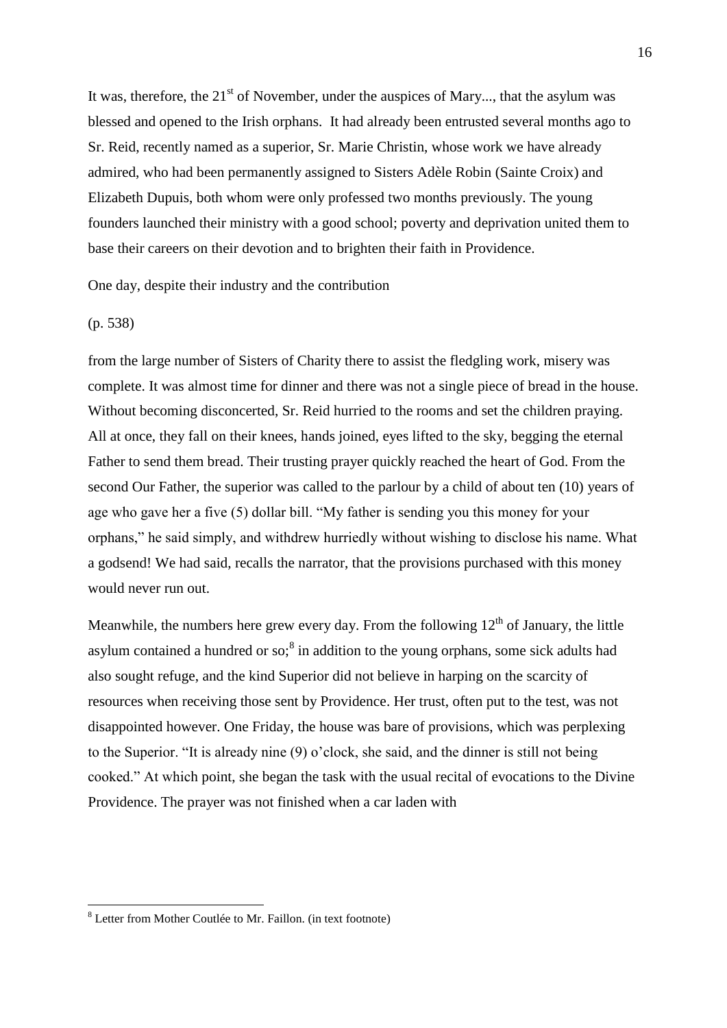It was, therefore, the 21st of November, under the auspices of Mary..., that the asylum was blessed and opened to the Irish orphans. It had already been entrusted several months ago to Sr. Reid, recently named as a superior, Sr. Marie Christin, whose work we have already admired, who had been permanently assigned to Sisters Adèle Robin (Sainte Croix) and Elizabeth Dupuis, both whom were only professed two months previously. The young founders launched their ministry with a good school; poverty and deprivation united them to base their careers on their devotion and to brighten their faith in Providence.

One day, despite their industry and the contribution

(p. 538)

from the large number of Sisters of Charity there to assist the fledgling work, misery was complete. It was almost time for dinner and there was not a single piece of bread in the house. Without becoming disconcerted, Sr. Reid hurried to the rooms and set the children praying. All at once, they fall on their knees, hands joined, eyes lifted to the sky, begging the eternal Father to send them bread. Their trusting prayer quickly reached the heart of God. From the second Our Father, the superior was called to the parlour by a child of about ten (10) years of age who gave her a five (5) dollar bill. "My father is sending you this money for your orphans," he said simply, and withdrew hurriedly without wishing to disclose his name. What a godsend! We had said, recalls the narrator, that the provisions purchased with this money would never run out.

Meanwhile, the numbers here grew every day. From the following 12th of January, the little asylum contained a hundred or so;[8] in addition to the young orphans, some sick adults had also sought refuge, and the kind Superior did not believe in harping on the scarcity of resources when receiving those sent by Providence. Her trust, often put to the test, was not disappointed however. One Friday, the house was bare of provisions, which was perplexing to the Superior. "It is already nine (9) o'clock, she said, and the dinner is still not being cooked." At which point, she began the task with the usual recital of evocations to the Divine Providence. The prayer was not finished when a car laden with

[8] Letter from Mother Coutlée to Mr. Faillon. (in text footnote)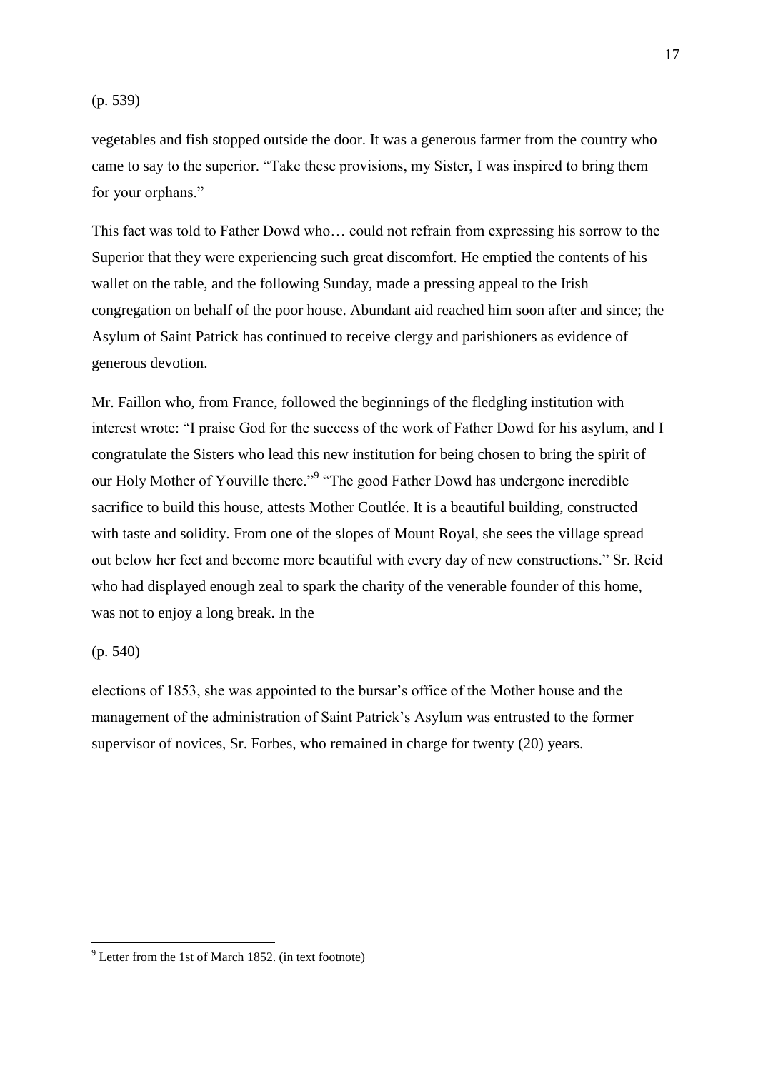(p. 539)

vegetables and fish stopped outside the door. It was a generous farmer from the country who came to say to the superior. “Take these provisions, my Sister, I was inspired to bring them for your orphans.”

This fact was told to Father Dowd who… could not refrain from expressing his sorrow to the Superior that they were experiencing such great discomfort. He emptied the contents of his wallet on the table, and the following Sunday, made a pressing appeal to the Irish congregation on behalf of the poor house. Abundant aid reached him soon after and since; the Asylum of Saint Patrick has continued to receive clergy and parishioners as evidence of generous devotion.

Mr. Faillon who, from France, followed the beginnings of the fledgling institution with interest wrote: “I praise God for the success of the work of Father Dowd for his asylum, and I congratulate the Sisters who lead this new institution for being chosen to bring the spirit of our Holy Mother of Youville there.”[9] “The good Father Dowd has undergone incredible sacrifice to build this house, attests Mother Coutlée. It is a beautiful building, constructed with taste and solidity. From one of the slopes of Mount Royal, she sees the village spread out below her feet and become more beautiful with every day of new constructions.” Sr. Reid who had displayed enough zeal to spark the charity of the venerable founder of this home, was not to enjoy a long break. In the

(p. 540)

elections of 1853, she was appointed to the bursar’s office of the Mother house and the management of the administration of Saint Patrick’s Asylum was entrusted to the former supervisor of novices, Sr. Forbes, who remained in charge for twenty (20) years.

[9] Letter from the 1st of March 1852. (in text footnote)